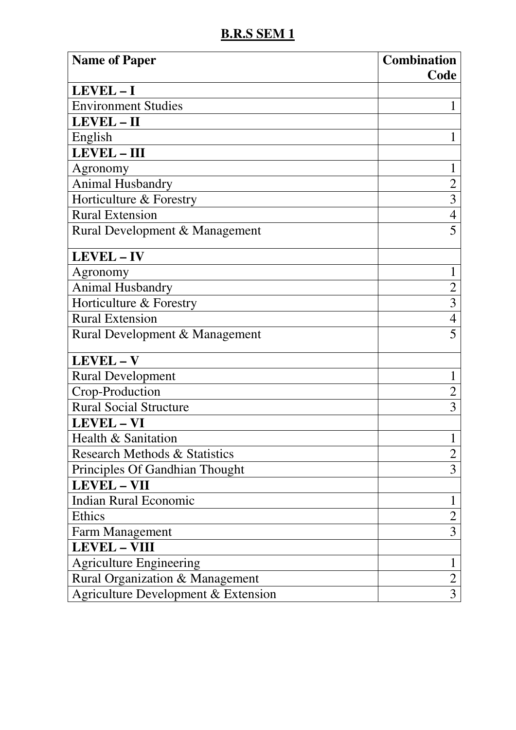# B.R.S SEM 1

| Name of Paper | Combination Code |
|---|---|
| **LEVEL – I** | |
| Environment Studies | 1 |
| **LEVEL – II** | |
| English | 1 |
| **LEVEL – III** | |
| Agronomy | 1 |
| Animal Husbandry | 2 |
| Horticulture & Forestry | 3 |
| Rural Extension | 4 |
| Rural Development & Management | 5 |
| **LEVEL – IV** | |
| Agronomy | 1 |
| Animal Husbandry | 2 |
| Horticulture & Forestry | 3 |
| Rural Extension | 4 |
| Rural Development & Management | 5 |
| **LEVEL – V** | |
| Rural Development | 1 |
| Crop-Production | 2 |
| Rural Social Structure | 3 |
| **LEVEL – VI** | |
| Health & Sanitation | 1 |
| Research Methods & Statistics | 2 |
| Principles Of Gandhian Thought | 3 |
| **LEVEL – VII** | |
| Indian Rural Economic | 1 |
| Ethics | 2 |
| Farm Management | 3 |
| **LEVEL – VIII** | |
| Agriculture Engineering | 1 |
| Rural Organization & Management | 2 |
| Agriculture Development & Extension | 3 |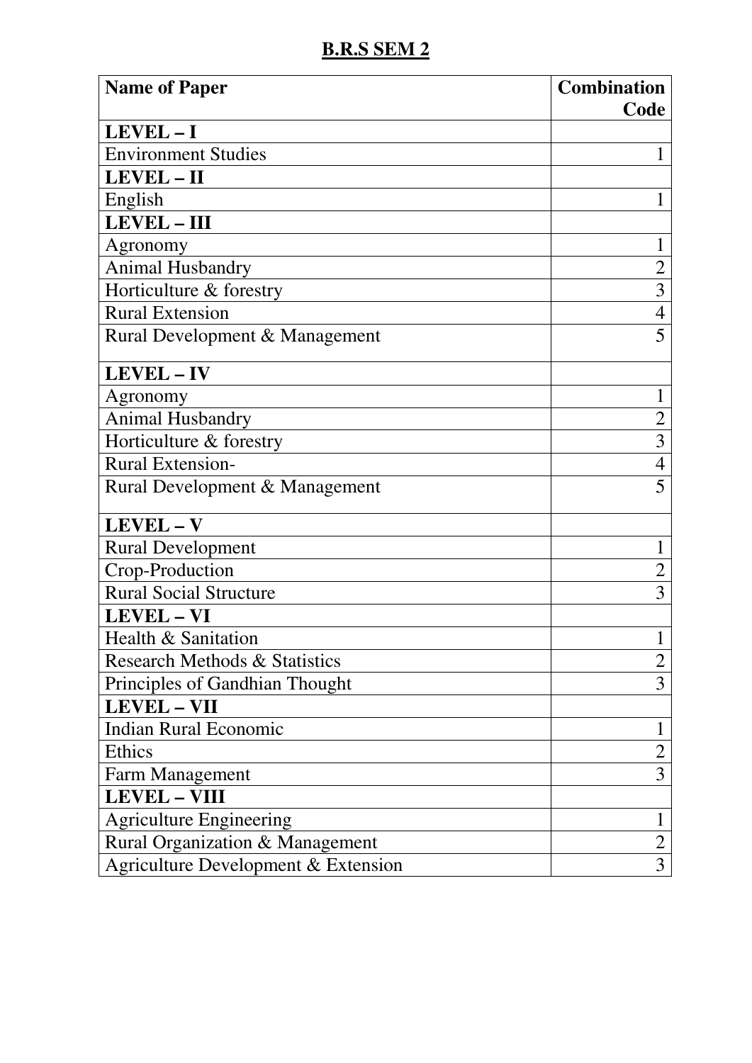## B.R.S SEM 2

| Name of Paper | Combination Code |
|---|---|
| **LEVEL – I** | |
| Environment Studies | 1 |
| **LEVEL – II** | |
| English | 1 |
| **LEVEL – III** | |
| Agronomy | 1 |
| Animal Husbandry | 2 |
| Horticulture & forestry | 3 |
| Rural Extension | 4 |
| Rural Development & Management | 5 |
| **LEVEL – IV** | |
| Agronomy | 1 |
| Animal Husbandry | 2 |
| Horticulture & forestry | 3 |
| Rural Extension- | 4 |
| Rural Development & Management | 5 |
| **LEVEL – V** | |
| Rural Development | 1 |
| Crop-Production | 2 |
| Rural Social Structure | 3 |
| **LEVEL – VI** | |
| Health & Sanitation | 1 |
| Research Methods & Statistics | 2 |
| Principles of Gandhian Thought | 3 |
| **LEVEL – VII** | |
| Indian Rural Economic | 1 |
| Ethics | 2 |
| Farm Management | 3 |
| **LEVEL – VIII** | |
| Agriculture Engineering | 1 |
| Rural Organization & Management | 2 |
| Agriculture Development & Extension | 3 |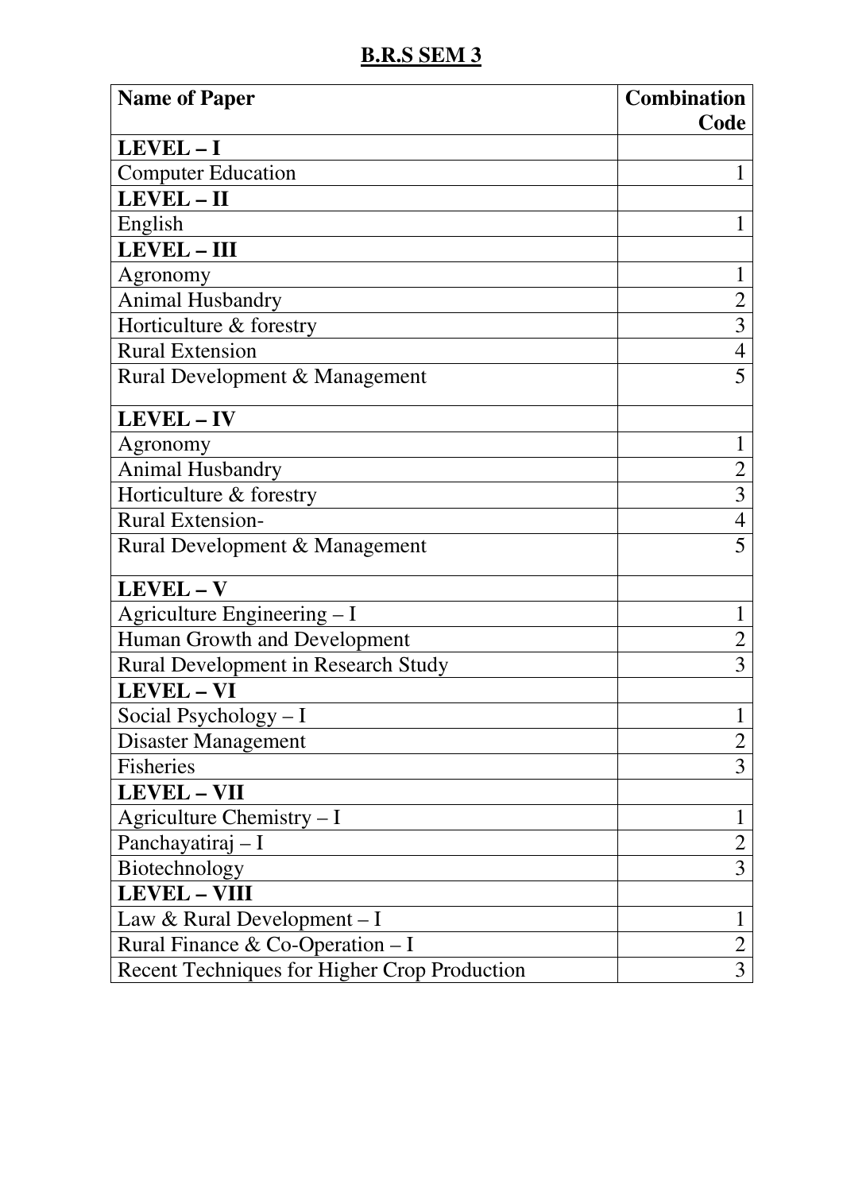# B.R.S SEM 3

| Name of Paper | Combination Code |
|---|---|
| **LEVEL – I** | |
| Computer Education | 1 |
| **LEVEL – II** | |
| English | 1 |
| **LEVEL – III** | |
| Agronomy | 1 |
| Animal Husbandry | 2 |
| Horticulture & forestry | 3 |
| Rural Extension | 4 |
| Rural Development & Management | 5 |
| **LEVEL – IV** | |
| Agronomy | 1 |
| Animal Husbandry | 2 |
| Horticulture & forestry | 3 |
| Rural Extension- | 4 |
| Rural Development & Management | 5 |
| **LEVEL – V** | |
| Agriculture Engineering – I | 1 |
| Human Growth and Development | 2 |
| Rural Development in Research Study | 3 |
| **LEVEL – VI** | |
| Social Psychology – I | 1 |
| Disaster Management | 2 |
| Fisheries | 3 |
| **LEVEL – VII** | |
| Agriculture Chemistry – I | 1 |
| Panchayatiraj – I | 2 |
| Biotechnology | 3 |
| **LEVEL – VIII** | |
| Law & Rural Development – I | 1 |
| Rural Finance & Co-Operation – I | 2 |
| Recent Techniques for Higher Crop Production | 3 |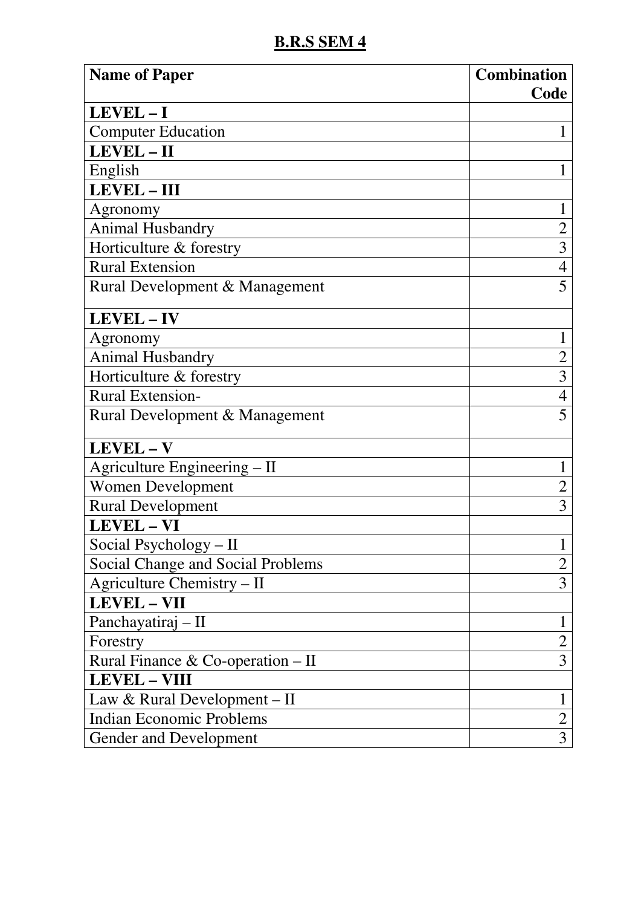**B.R.S SEM 4**

| Name of Paper | Combination Code |
|---|---|
| **LEVEL – I** | |
| Computer Education | 1 |
| **LEVEL – II** | |
| English | 1 |
| **LEVEL – III** | |
| Agronomy | 1 |
| Animal Husbandry | 2 |
| Horticulture & forestry | 3 |
| Rural Extension | 4 |
| Rural Development & Management | 5 |
| **LEVEL – IV** | |
| Agronomy | 1 |
| Animal Husbandry | 2 |
| Horticulture & forestry | 3 |
| Rural Extension- | 4 |
| Rural Development & Management | 5 |
| **LEVEL – V** | |
| Agriculture Engineering – II | 1 |
| Women Development | 2 |
| Rural Development | 3 |
| **LEVEL – VI** | |
| Social Psychology – II | 1 |
| Social Change and Social Problems | 2 |
| Agriculture Chemistry – II | 3 |
| **LEVEL – VII** | |
| Panchayatiraj – II | 1 |
| Forestry | 2 |
| Rural Finance & Co-operation – II | 3 |
| **LEVEL – VIII** | |
| Law & Rural Development – II | 1 |
| Indian Economic Problems | 2 |
| Gender and Development | 3 |